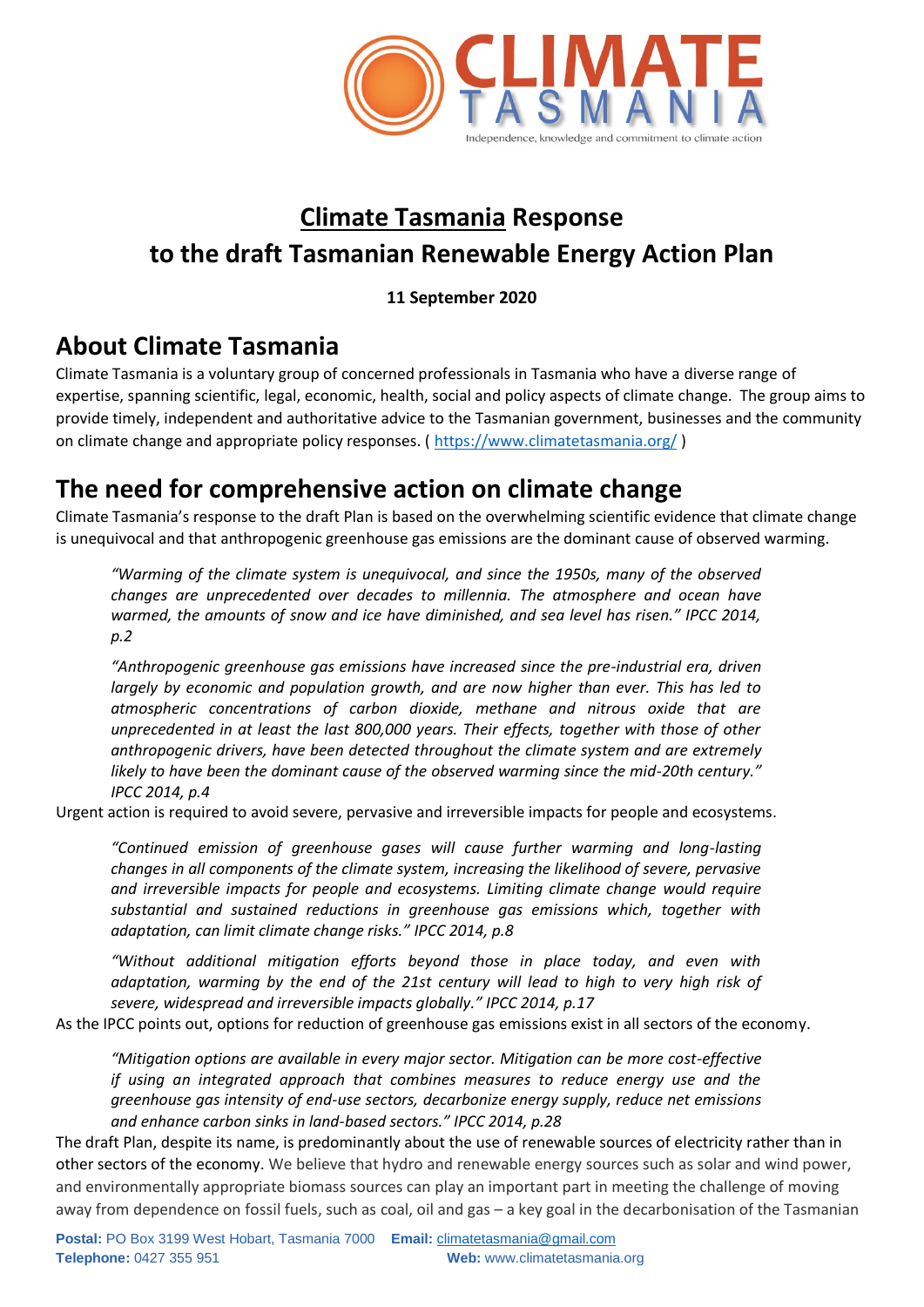# Climate Tasmania Response to the draft Tasmanian Renewable Energy Action Plan

**11 September 2020**

## About Climate Tasmania

Climate Tasmania is a voluntary group of concerned professionals in Tasmania who have a diverse range of expertise, spanning scientific, legal, economic, health, social and policy aspects of climate change. The group aims to provide timely, independent and authoritative advice to the Tasmanian government, businesses and the community on climate change and appropriate policy responses. ( https://www.climatetasmania.org/ )

## The need for comprehensive action on climate change

Climate Tasmania's response to the draft Plan is based on the overwhelming scientific evidence that climate change is unequivocal and that anthropogenic greenhouse gas emissions are the dominant cause of observed warming.

> *"Warming of the climate system is unequivocal, and since the 1950s, many of the observed changes are unprecedented over decades to millennia. The atmosphere and ocean have warmed, the amounts of snow and ice have diminished, and sea level has risen." IPCC 2014, p.2*

> *"Anthropogenic greenhouse gas emissions have increased since the pre-industrial era, driven largely by economic and population growth, and are now higher than ever. This has led to atmospheric concentrations of carbon dioxide, methane and nitrous oxide that are unprecedented in at least the last 800,000 years. Their effects, together with those of other anthropogenic drivers, have been detected throughout the climate system and are extremely likely to have been the dominant cause of the observed warming since the mid-20th century." IPCC 2014, p.4*

Urgent action is required to avoid severe, pervasive and irreversible impacts for people and ecosystems.

> *"Continued emission of greenhouse gases will cause further warming and long-lasting changes in all components of the climate system, increasing the likelihood of severe, pervasive and irreversible impacts for people and ecosystems. Limiting climate change would require substantial and sustained reductions in greenhouse gas emissions which, together with adaptation, can limit climate change risks." IPCC 2014, p.8*

> *"Without additional mitigation efforts beyond those in place today, and even with adaptation, warming by the end of the 21st century will lead to high to very high risk of severe, widespread and irreversible impacts globally." IPCC 2014, p.17*

As the IPCC points out, options for reduction of greenhouse gas emissions exist in all sectors of the economy.

> *"Mitigation options are available in every major sector. Mitigation can be more cost-effective if using an integrated approach that combines measures to reduce energy use and the greenhouse gas intensity of end-use sectors, decarbonize energy supply, reduce net emissions and enhance carbon sinks in land-based sectors." IPCC 2014, p.28*

The draft Plan, despite its name, is predominantly about the use of renewable sources of electricity rather than in other sectors of the economy. We believe that hydro and renewable energy sources such as solar and wind power, and environmentally appropriate biomass sources can play an important part in meeting the challenge of moving away from dependence on fossil fuels, such as coal, oil and gas – a key goal in the decarbonisation of the Tasmanian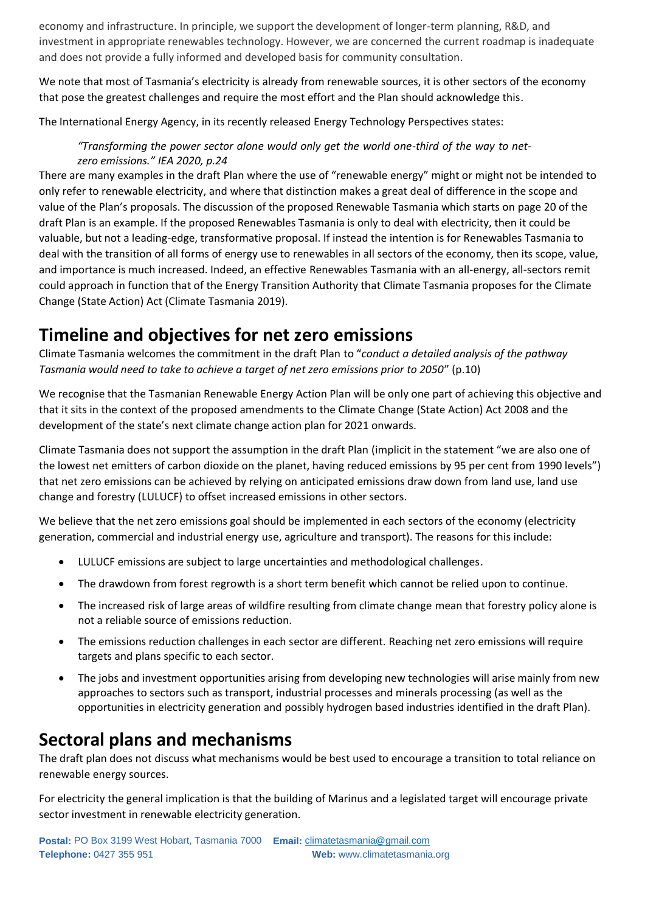economy and infrastructure. In principle, we support the development of longer-term planning, R&D, and investment in appropriate renewables technology. However, we are concerned the current roadmap is inadequate and does not provide a fully informed and developed basis for community consultation.

We note that most of Tasmania's electricity is already from renewable sources, it is other sectors of the economy that pose the greatest challenges and require the most effort and the Plan should acknowledge this.

The International Energy Agency, in its recently released Energy Technology Perspectives states:

> *"Transforming the power sector alone would only get the world one-third of the way to net-zero emissions." IEA 2020, p.24*

There are many examples in the draft Plan where the use of "renewable energy" might or might not be intended to only refer to renewable electricity, and where that distinction makes a great deal of difference in the scope and value of the Plan's proposals. The discussion of the proposed Renewable Tasmania which starts on page 20 of the draft Plan is an example. If the proposed Renewables Tasmania is only to deal with electricity, then it could be valuable, but not a leading-edge, transformative proposal. If instead the intention is for Renewables Tasmania to deal with the transition of all forms of energy use to renewables in all sectors of the economy, then its scope, value, and importance is much increased. Indeed, an effective Renewables Tasmania with an all-energy, all-sectors remit could approach in function that of the Energy Transition Authority that Climate Tasmania proposes for the Climate Change (State Action) Act (Climate Tasmania 2019).

## Timeline and objectives for net zero emissions

Climate Tasmania welcomes the commitment in the draft Plan to "*conduct a detailed analysis of the pathway Tasmania would need to take to achieve a target of net zero emissions prior to 2050*" (p.10)

We recognise that the Tasmanian Renewable Energy Action Plan will be only one part of achieving this objective and that it sits in the context of the proposed amendments to the Climate Change (State Action) Act 2008 and the development of the state's next climate change action plan for 2021 onwards.

Climate Tasmania does not support the assumption in the draft Plan (implicit in the statement "we are also one of the lowest net emitters of carbon dioxide on the planet, having reduced emissions by 95 per cent from 1990 levels") that net zero emissions can be achieved by relying on anticipated emissions draw down from land use, land use change and forestry (LULUCF) to offset increased emissions in other sectors.

We believe that the net zero emissions goal should be implemented in each sectors of the economy (electricity generation, commercial and industrial energy use, agriculture and transport). The reasons for this include:

- LULUCF emissions are subject to large uncertainties and methodological challenges.
- The drawdown from forest regrowth is a short term benefit which cannot be relied upon to continue.
- The increased risk of large areas of wildfire resulting from climate change mean that forestry policy alone is not a reliable source of emissions reduction.
- The emissions reduction challenges in each sector are different. Reaching net zero emissions will require targets and plans specific to each sector.
- The jobs and investment opportunities arising from developing new technologies will arise mainly from new approaches to sectors such as transport, industrial processes and minerals processing (as well as the opportunities in electricity generation and possibly hydrogen based industries identified in the draft Plan).

## Sectoral plans and mechanisms

The draft plan does not discuss what mechanisms would be best used to encourage a transition to total reliance on renewable energy sources.

For electricity the general implication is that the building of Marinus and a legislated target will encourage private sector investment in renewable electricity generation.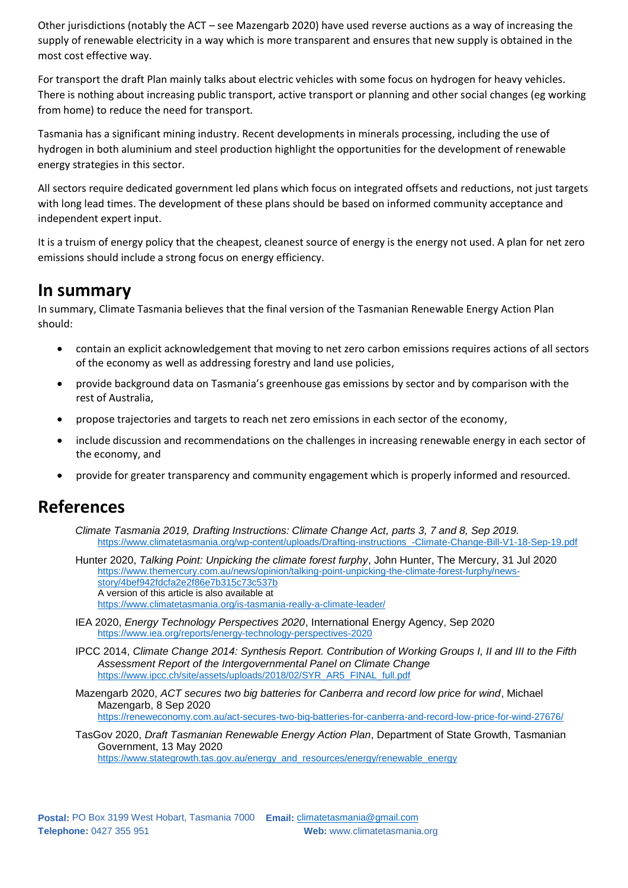Other jurisdictions (notably the ACT – see Mazengarb 2020) have used reverse auctions as a way of increasing the supply of renewable electricity in a way which is more transparent and ensures that new supply is obtained in the most cost effective way.

For transport the draft Plan mainly talks about electric vehicles with some focus on hydrogen for heavy vehicles. There is nothing about increasing public transport, active transport or planning and other social changes (eg working from home) to reduce the need for transport.

Tasmania has a significant mining industry. Recent developments in minerals processing, including the use of hydrogen in both aluminium and steel production highlight the opportunities for the development of renewable energy strategies in this sector.

All sectors require dedicated government led plans which focus on integrated offsets and reductions, not just targets with long lead times. The development of these plans should be based on informed community acceptance and independent expert input.

It is a truism of energy policy that the cheapest, cleanest source of energy is the energy not used. A plan for net zero emissions should include a strong focus on energy efficiency.

## In summary

In summary, Climate Tasmania believes that the final version of the Tasmanian Renewable Energy Action Plan should:

- contain an explicit acknowledgement that moving to net zero carbon emissions requires actions of all sectors of the economy as well as addressing forestry and land use policies,
- provide background data on Tasmania's greenhouse gas emissions by sector and by comparison with the rest of Australia,
- propose trajectories and targets to reach net zero emissions in each sector of the economy,
- include discussion and recommendations on the challenges in increasing renewable energy in each sector of the economy, and
- provide for greater transparency and community engagement which is properly informed and resourced.

## References

*Climate Tasmania 2019, Drafting Instructions: Climate Change Act, parts 3, 7 and 8, Sep 2019.*
https://www.climatetasmania.org/wp-content/uploads/Drafting-instructions_-Climate-Change-Bill-V1-18-Sep-19.pdf

Hunter 2020, *Talking Point: Unpicking the climate forest furphy*, John Hunter, The Mercury, 31 Jul 2020
https://www.themercury.com.au/news/opinion/talking-point-unpicking-the-climate-forest-furphy/news-story/4bef942fdcfa2e2f86e7b315c73c537b
A version of this article is also available at
https://www.climatetasmania.org/is-tasmania-really-a-climate-leader/

IEA 2020, *Energy Technology Perspectives 2020*, International Energy Agency, Sep 2020
https://www.iea.org/reports/energy-technology-perspectives-2020

IPCC 2014, *Climate Change 2014: Synthesis Report. Contribution of Working Groups I, II and III to the Fifth Assessment Report of the Intergovernmental Panel on Climate Change*
https://www.ipcc.ch/site/assets/uploads/2018/02/SYR_AR5_FINAL_full.pdf

Mazengarb 2020, *ACT secures two big batteries for Canberra and record low price for wind*, Michael Mazengarb, 8 Sep 2020
https://reneweconomy.com.au/act-secures-two-big-batteries-for-canberra-and-record-low-price-for-wind-27676/

TasGov 2020, *Draft Tasmanian Renewable Energy Action Plan*, Department of State Growth, Tasmanian Government, 13 May 2020
https://www.stategrowth.tas.gov.au/energy_and_resources/energy/renewable_energy